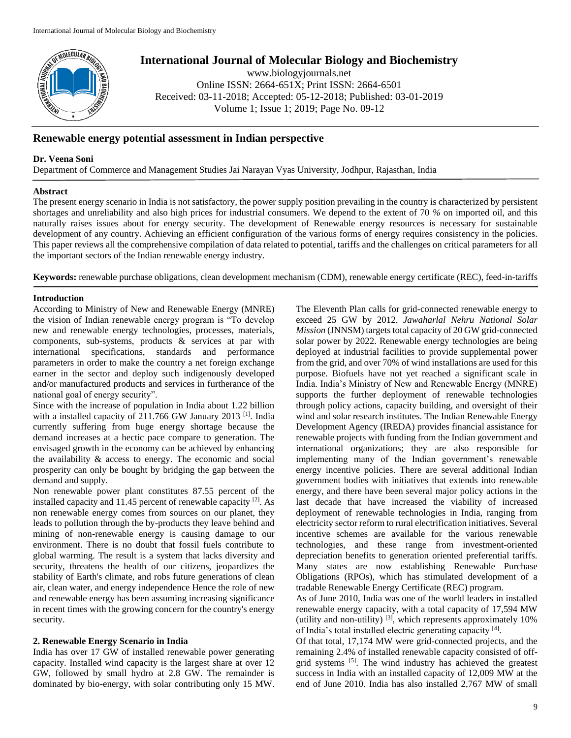# Renewable energy potential assessment in Indian perspective

**Dr. Veena Soni**

Department of Commerce and Management Studies Jai Narayan Vyas University, Jodhpur, Rajasthan, India

## Abstract

The present energy scenario in India is not satisfactory, the power supply position prevailing in the country is characterized by persistent shortages and unreliability and also high prices for industrial consumers. We depend to the extent of 70 % on imported oil, and this naturally raises issues about for energy security. The development of Renewable energy resources is necessary for sustainable development of any country. Achieving an efficient configuration of the various forms of energy requires consistency in the policies. This paper reviews all the comprehensive compilation of data related to potential, tariffs and the challenges on critical parameters for all the important sectors of the Indian renewable energy industry.

**Keywords:** renewable purchase obligations, clean development mechanism (CDM), renewable energy certificate (REC), feed-in-tariffs

## Introduction

According to Ministry of New and Renewable Energy (MNRE) the vision of Indian renewable energy program is "To develop new and renewable energy technologies, processes, materials, components, sub-systems, products & services at par with international specifications, standards and performance parameters in order to make the country a net foreign exchange earner in the sector and deploy such indigenously developed and/or manufactured products and services in furtherance of the national goal of energy security".

Since with the increase of population in India about 1.22 billion with a installed capacity of 211.766 GW January 2013 [1]. India currently suffering from huge energy shortage because the demand increases at a hectic pace compare to generation. The envisaged growth in the economy can be achieved by enhancing the availability & access to energy. The economic and social prosperity can only be bought by bridging the gap between the demand and supply.

Non renewable power plant constitutes 87.55 percent of the installed capacity and 11.45 percent of renewable capacity [2]. As non renewable energy comes from sources on our planet, they leads to pollution through the by-products they leave behind and mining of non-renewable energy is causing damage to our environment. There is no doubt that fossil fuels contribute to global warming. The result is a system that lacks diversity and security, threatens the health of our citizens, jeopardizes the stability of Earth's climate, and robs future generations of clean air, clean water, and energy independence Hence the role of new and renewable energy has been assuming increasing significance in recent times with the growing concern for the country's energy security.

## 2. Renewable Energy Scenario in India

India has over 17 GW of installed renewable power generating capacity. Installed wind capacity is the largest share at over 12 GW, followed by small hydro at 2.8 GW. The remainder is dominated by bio-energy, with solar contributing only 15 MW. The Eleventh Plan calls for grid-connected renewable energy to exceed 25 GW by 2012. *Jawaharlal Nehru National Solar Mission* (JNNSM) targets total capacity of 20 GW grid-connected solar power by 2022. Renewable energy technologies are being deployed at industrial facilities to provide supplemental power from the grid, and over 70% of wind installations are used for this purpose. Biofuels have not yet reached a significant scale in India. India's Ministry of New and Renewable Energy (MNRE) supports the further deployment of renewable technologies through policy actions, capacity building, and oversight of their wind and solar research institutes. The Indian Renewable Energy Development Agency (IREDA) provides financial assistance for renewable projects with funding from the Indian government and international organizations; they are also responsible for implementing many of the Indian government's renewable energy incentive policies. There are several additional Indian government bodies with initiatives that extends into renewable energy, and there have been several major policy actions in the last decade that have increased the viability of increased deployment of renewable technologies in India, ranging from electricity sector reform to rural electrification initiatives. Several incentive schemes are available for the various renewable technologies, and these range from investment-oriented depreciation benefits to generation oriented preferential tariffs. Many states are now establishing Renewable Purchase Obligations (RPOs), which has stimulated development of a tradable Renewable Energy Certificate (REC) program.

As of June 2010, India was one of the world leaders in installed renewable energy capacity, with a total capacity of 17,594 MW (utility and non-utility) [3], which represents approximately 10% of India's total installed electric generating capacity [4].

Of that total, 17,174 MW were grid-connected projects, and the remaining 2.4% of installed renewable capacity consisted of off-grid systems [5]. The wind industry has achieved the greatest success in India with an installed capacity of 12,009 MW at the end of June 2010. India has also installed 2,767 MW of small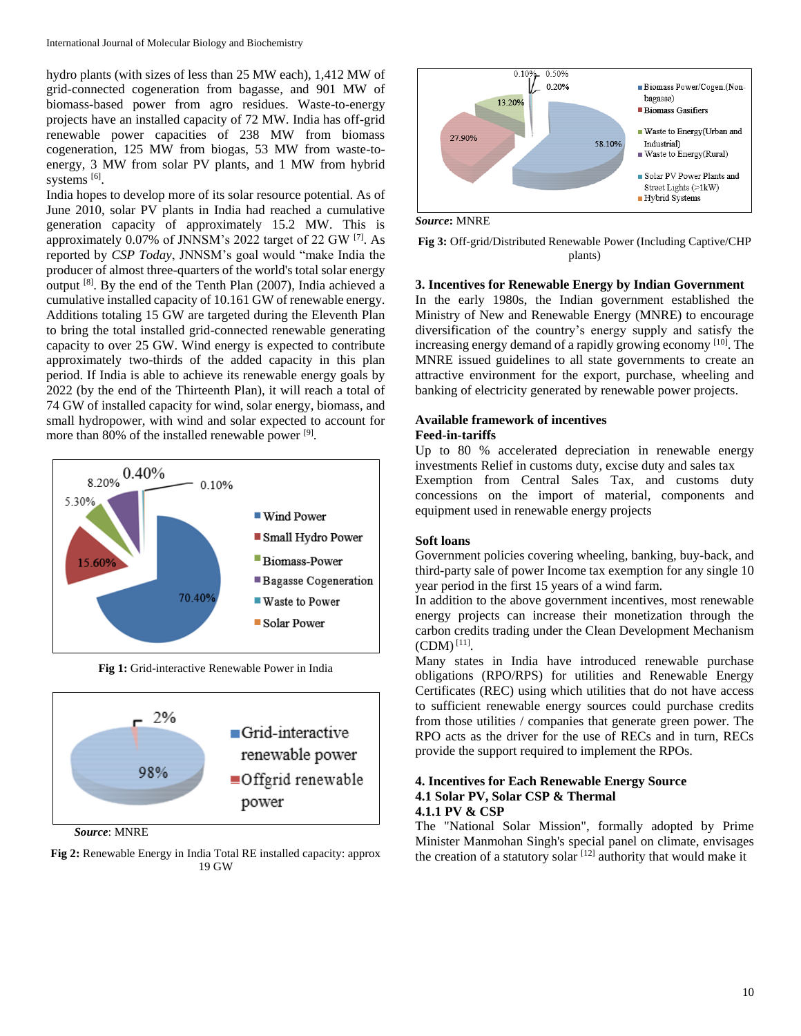hydro plants (with sizes of less than 25 MW each), 1,412 MW of grid-connected cogeneration from bagasse, and 901 MW of biomass-based power from agro residues. Waste-to-energy projects have an installed capacity of 72 MW. India has off-grid renewable power capacities of 238 MW from biomass cogeneration, 125 MW from biogas, 53 MW from waste-to-energy, 3 MW from solar PV plants, and 1 MW from hybrid systems [6].

India hopes to develop more of its solar resource potential. As of June 2010, solar PV plants in India had reached a cumulative generation capacity of approximately 15.2 MW. This is approximately 0.07% of JNNSM's 2022 target of 22 GW [7]. As reported by *CSP Today*, JNNSM's goal would "make India the producer of almost three-quarters of the world's total solar energy output [8]. By the end of the Tenth Plan (2007), India achieved a cumulative installed capacity of 10.161 GW of renewable energy. Additions totaling 15 GW are targeted during the Eleventh Plan to bring the total installed grid-connected renewable generating capacity to over 25 GW. Wind energy is expected to contribute approximately two-thirds of the added capacity in this plan period. If India is able to achieve its renewable energy goals by 2022 (by the end of the Thirteenth Plan), it will reach a total of 74 GW of installed capacity for wind, solar energy, biomass, and small hydropower, with wind and solar expected to account for more than 80% of the installed renewable power [9].

**Fig 1:** Grid-interactive Renewable Power in India

***Source***: MNRE

**Fig 2:** Renewable Energy in India Total RE installed capacity: approx 19 GW

***Source***: MNRE

**Fig 3:** Off-grid/Distributed Renewable Power (Including Captive/CHP plants)

## 3. Incentives for Renewable Energy by Indian Government

In the early 1980s, the Indian government established the Ministry of New and Renewable Energy (MNRE) to encourage diversification of the country's energy supply and satisfy the increasing energy demand of a rapidly growing economy [10]. The MNRE issued guidelines to all state governments to create an attractive environment for the export, purchase, wheeling and banking of electricity generated by renewable power projects.

### Available framework of incentives

**Feed-in-tariffs**

Up to 80 % accelerated depreciation in renewable energy investments Relief in customs duty, excise duty and sales tax Exemption from Central Sales Tax, and customs duty concessions on the import of material, components and equipment used in renewable energy projects

**Soft loans**

Government policies covering wheeling, banking, buy-back, and third-party sale of power Income tax exemption for any single 10 year period in the first 15 years of a wind farm.

In addition to the above government incentives, most renewable energy projects can increase their monetization through the carbon credits trading under the Clean Development Mechanism (CDM) [11].

Many states in India have introduced renewable purchase obligations (RPO/RPS) for utilities and Renewable Energy Certificates (REC) using which utilities that do not have access to sufficient renewable energy sources could purchase credits from those utilities / companies that generate green power. The RPO acts as the driver for the use of RECs and in turn, RECs provide the support required to implement the RPOs.

## 4. Incentives for Each Renewable Energy Source

### 4.1 Solar PV, Solar CSP & Thermal

#### 4.1.1 PV & CSP

The "National Solar Mission", formally adopted by Prime Minister Manmohan Singh's special panel on climate, envisages the creation of a statutory solar [12] authority that would make it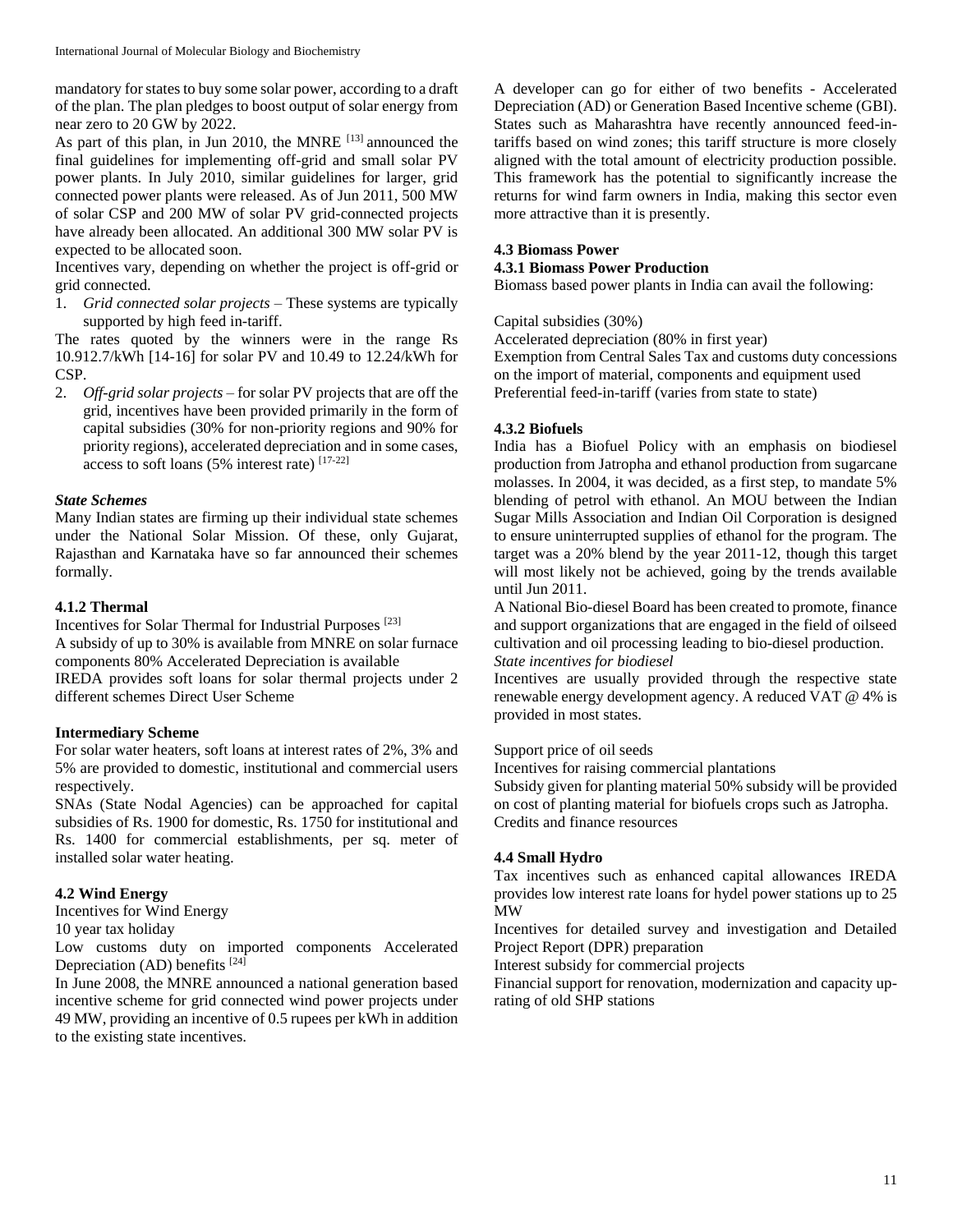mandatory for states to buy some solar power, according to a draft of the plan. The plan pledges to boost output of solar energy from near zero to 20 GW by 2022.

As part of this plan, in Jun 2010, the MNRE [13] announced the final guidelines for implementing off-grid and small solar PV power plants. In July 2010, similar guidelines for larger, grid connected power plants were released. As of Jun 2011, 500 MW of solar CSP and 200 MW of solar PV grid-connected projects have already been allocated. An additional 300 MW solar PV is expected to be allocated soon.

Incentives vary, depending on whether the project is off-grid or grid connected.

1. *Grid connected solar projects* – These systems are typically supported by high feed in-tariff.

The rates quoted by the winners were in the range Rs 10.912.7/kWh [14-16] for solar PV and 10.49 to 12.24/kWh for CSP.

2. *Off-grid solar projects* – for solar PV projects that are off the grid, incentives have been provided primarily in the form of capital subsidies (30% for non-priority regions and 90% for priority regions), accelerated depreciation and in some cases, access to soft loans (5% interest rate) [17-22]

***State Schemes***

Many Indian states are firming up their individual state schemes under the National Solar Mission. Of these, only Gujarat, Rajasthan and Karnataka have so far announced their schemes formally.

#### 4.1.2 Thermal

Incentives for Solar Thermal for Industrial Purposes [23]

A subsidy of up to 30% is available from MNRE on solar furnace components 80% Accelerated Depreciation is available

IREDA provides soft loans for solar thermal projects under 2 different schemes Direct User Scheme

**Intermediary Scheme**

For solar water heaters, soft loans at interest rates of 2%, 3% and 5% are provided to domestic, institutional and commercial users respectively.

SNAs (State Nodal Agencies) can be approached for capital subsidies of Rs. 1900 for domestic, Rs. 1750 for institutional and Rs. 1400 for commercial establishments, per sq. meter of installed solar water heating.

### 4.2 Wind Energy

Incentives for Wind Energy

10 year tax holiday

Low customs duty on imported components Accelerated Depreciation (AD) benefits [24]

In June 2008, the MNRE announced a national generation based incentive scheme for grid connected wind power projects under 49 MW, providing an incentive of 0.5 rupees per kWh in addition to the existing state incentives.

A developer can go for either of two benefits - Accelerated Depreciation (AD) or Generation Based Incentive scheme (GBI). States such as Maharashtra have recently announced feed-in-tariffs based on wind zones; this tariff structure is more closely aligned with the total amount of electricity production possible. This framework has the potential to significantly increase the returns for wind farm owners in India, making this sector even more attractive than it is presently.

### 4.3 Biomass Power

#### 4.3.1 Biomass Power Production

Biomass based power plants in India can avail the following:

Capital subsidies (30%)

Accelerated depreciation (80% in first year)

Exemption from Central Sales Tax and customs duty concessions on the import of material, components and equipment used

Preferential feed-in-tariff (varies from state to state)

#### 4.3.2 Biofuels

India has a Biofuel Policy with an emphasis on biodiesel production from Jatropha and ethanol production from sugarcane molasses. In 2004, it was decided, as a first step, to mandate 5% blending of petrol with ethanol. An MOU between the Indian Sugar Mills Association and Indian Oil Corporation is designed to ensure uninterrupted supplies of ethanol for the program. The target was a 20% blend by the year 2011-12, though this target will most likely not be achieved, going by the trends available until Jun 2011.

A National Bio-diesel Board has been created to promote, finance and support organizations that are engaged in the field of oilseed cultivation and oil processing leading to bio-diesel production.

*State incentives for biodiesel*

Incentives are usually provided through the respective state renewable energy development agency. A reduced VAT @ 4% is provided in most states.

Support price of oil seeds

Incentives for raising commercial plantations

Subsidy given for planting material 50% subsidy will be provided on cost of planting material for biofuels crops such as Jatropha.

Credits and finance resources

### 4.4 Small Hydro

Tax incentives such as enhanced capital allowances IREDA provides low interest rate loans for hydel power stations up to 25 MW

Incentives for detailed survey and investigation and Detailed Project Report (DPR) preparation

Interest subsidy for commercial projects

Financial support for renovation, modernization and capacity up-rating of old SHP stations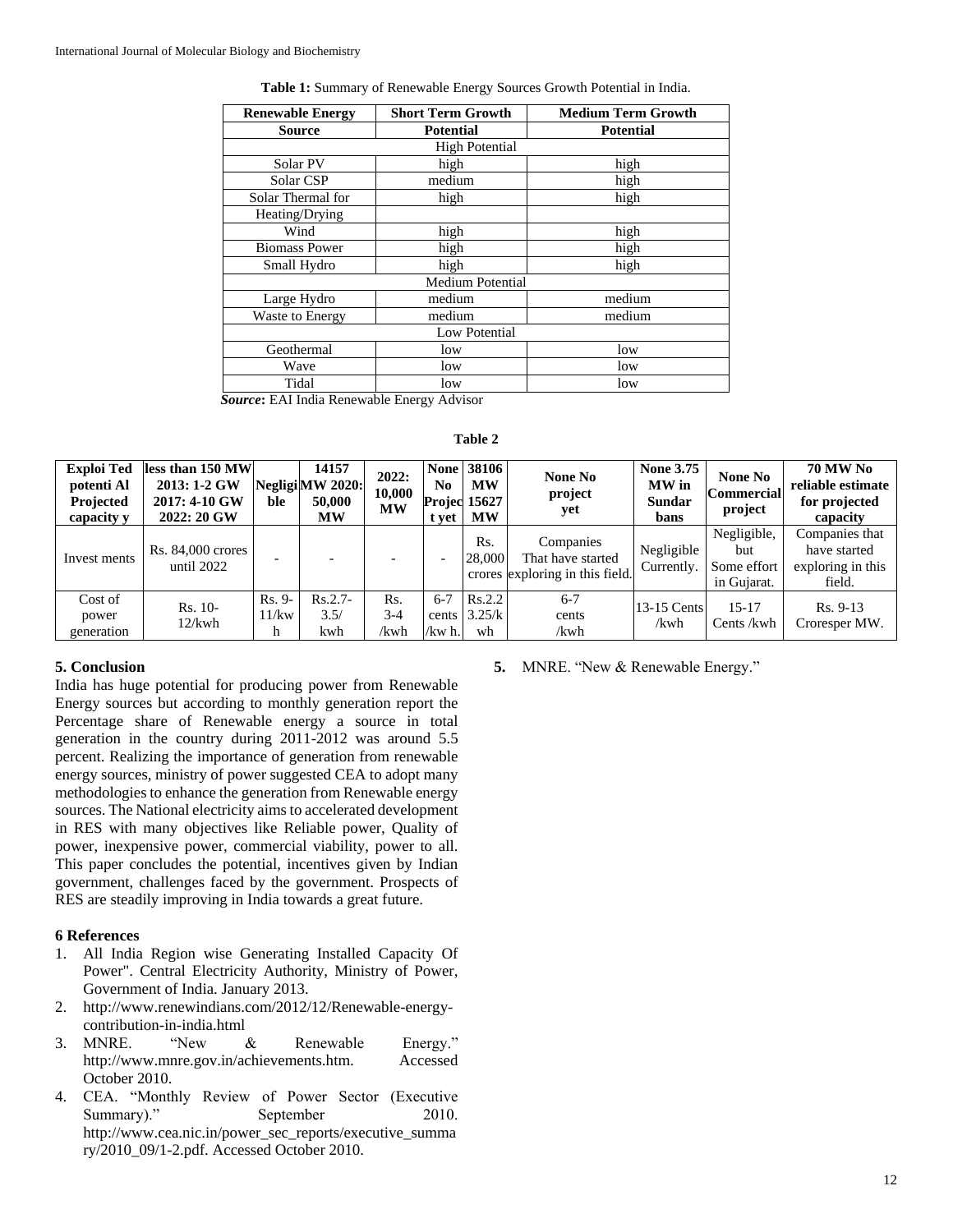**Table 1:** Summary of Renewable Energy Sources Growth Potential in India.

| Renewable Energy Source | Short Term Growth Potential | Medium Term Growth Potential |
|---|---|---|
| High Potential | | |
| Solar PV | high | high |
| Solar CSP | medium | high |
| Solar Thermal for Heating/Drying | high | high |
| Wind | high | high |
| Biomass Power | high | high |
| Small Hydro | high | high |
| Medium Potential | | |
| Large Hydro | medium | medium |
| Waste to Energy | medium | medium |
| Low Potential | | |
| Geothermal | low | low |
| Wave | low | low |
| Tidal | low | low |

***Source*:** EAI India Renewable Energy Advisor

**Table 2**

| **Exploi Ted potenti Al Projected capacity y** | **less than 150 MW 2013: 1-2 GW 2017: 4-10 GW 2022: 20 GW** | **Negligible** | **14157 MW 2020: 50,000 MW** | **2022: 10,000 MW** | **None No Project yet** | **38106 MW 15627 MW** | **None No project yet** | **None 3.75 MW in Sundar bans** | **None No Commercial project** | **70 MW No reliable estimate for projected capacity** |
|---|---|---|---|---|---|---|---|---|---|---|
| Invest ments | Rs. 84,000 crores until 2022 | - | - | - | - | Rs. 28,000 crores | Companies That have started exploring in this field. | Negligible Currently. | Negligible, but Some effort in Gujarat. | Companies that have started exploring in this field. |
| Cost of power generation | Rs. 10-12/kwh | Rs. 9-11/kwh | Rs.2.7-3.5/kwh | Rs. 3-4 /kwh | 6-7 cents /kw h. | Rs.2.2 3.25/kwh | 6-7 cents /kwh | 13-15 Cents /kwh | 15-17 Cents /kwh | Rs. 9-13 Croresper MW. |

## 5. Conclusion

India has huge potential for producing power from Renewable Energy sources but according to monthly generation report the Percentage share of Renewable energy a source in total generation in the country during 2011-2012 was around 5.5 percent. Realizing the importance of generation from renewable energy sources, ministry of power suggested CEA to adopt many methodologies to enhance the generation from Renewable energy sources. The National electricity aims to accelerated development in RES with many objectives like Reliable power, Quality of power, inexpensive power, commercial viability, power to all. This paper concludes the potential, incentives given by Indian government, challenges faced by the government. Prospects of RES are steadily improving in India towards a great future.

## 6 References

1. All India Region wise Generating Installed Capacity Of Power". Central Electricity Authority, Ministry of Power, Government of India. January 2013.
2. http://www.renewindians.com/2012/12/Renewable-energy-contribution-in-india.html
3. MNRE. "New & Renewable Energy." http://www.mnre.gov.in/achievements.htm. Accessed October 2010.
4. CEA. "Monthly Review of Power Sector (Executive Summary)." September 2010. http://www.cea.nic.in/power_sec_reports/executive_summary/2010_09/1-2.pdf. Accessed October 2010.
5. MNRE. "New & Renewable Energy."